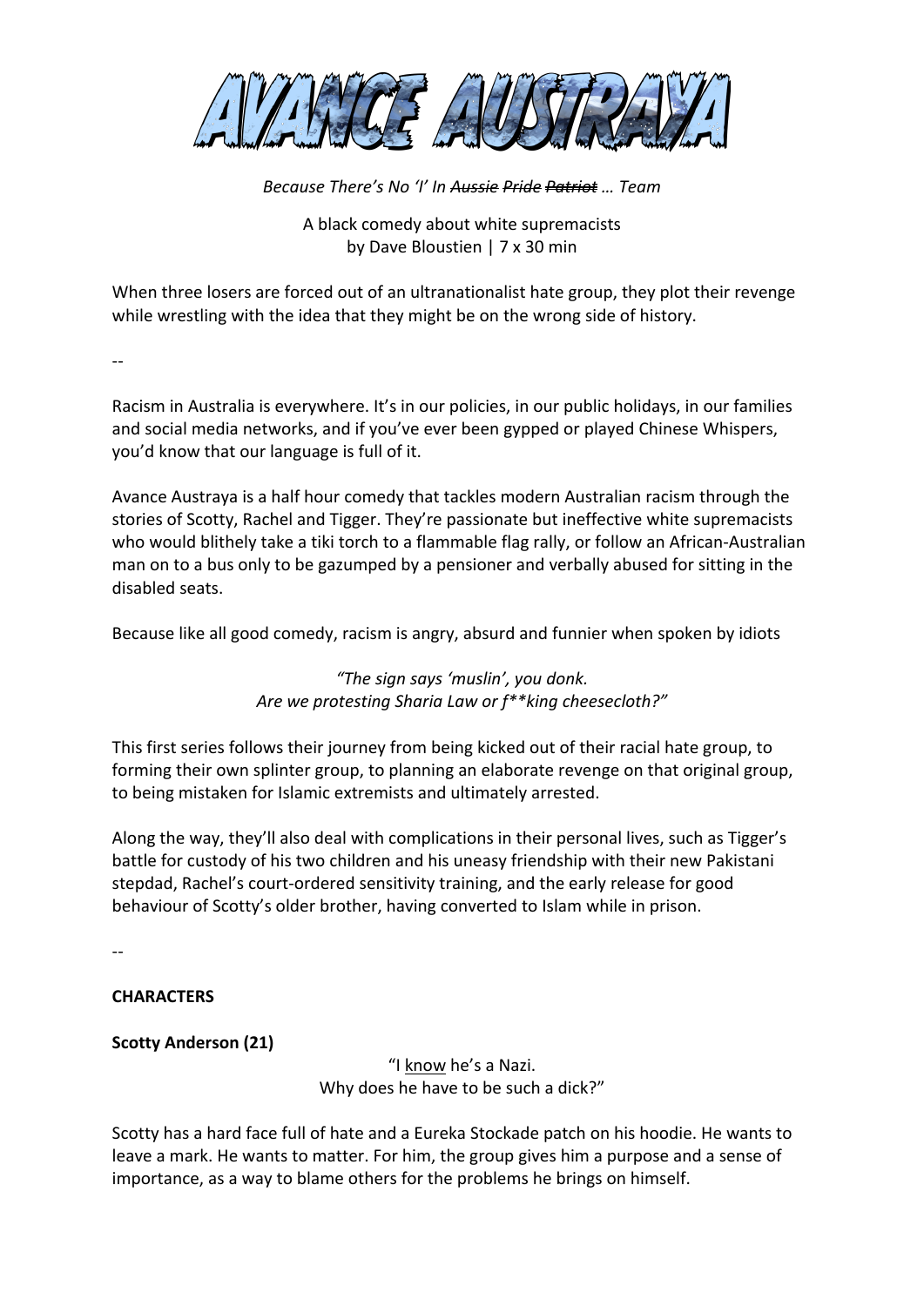# AVANCE AUSTRAYA

*Because There's No 'I' In ~~Aussie~~ ~~Pride~~ ~~Patriot~~ … Team*

A black comedy about white supremacists
by Dave Bloustien | 7 x 30 min

When three losers are forced out of an ultranationalist hate group, they plot their revenge while wrestling with the idea that they might be on the wrong side of history.

--

Racism in Australia is everywhere. It's in our policies, in our public holidays, in our families and social media networks, and if you've ever been gypped or played Chinese Whispers, you'd know that our language is full of it.

Avance Austraya is a half hour comedy that tackles modern Australian racism through the stories of Scotty, Rachel and Tigger. They're passionate but ineffective white supremacists who would blithely take a tiki torch to a flammable flag rally, or follow an African-Australian man on to a bus only to be gazumped by a pensioner and verbally abused for sitting in the disabled seats.

Because like all good comedy, racism is angry, absurd and funnier when spoken by idiots

*"The sign says 'muslin', you donk.*
*Are we protesting Sharia Law or f**king cheesecloth?"*

This first series follows their journey from being kicked out of their racial hate group, to forming their own splinter group, to planning an elaborate revenge on that original group, to being mistaken for Islamic extremists and ultimately arrested.

Along the way, they'll also deal with complications in their personal lives, such as Tigger's battle for custody of his two children and his uneasy friendship with their new Pakistani stepdad, Rachel's court-ordered sensitivity training, and the early release for good behaviour of Scotty's older brother, having converted to Islam while in prison.

--

**CHARACTERS**

**Scotty Anderson (21)**

"I <u>know</u> he's a Nazi.
Why does he have to be such a dick?"

Scotty has a hard face full of hate and a Eureka Stockade patch on his hoodie. He wants to leave a mark. He wants to matter. For him, the group gives him a purpose and a sense of importance, as a way to blame others for the problems he brings on himself.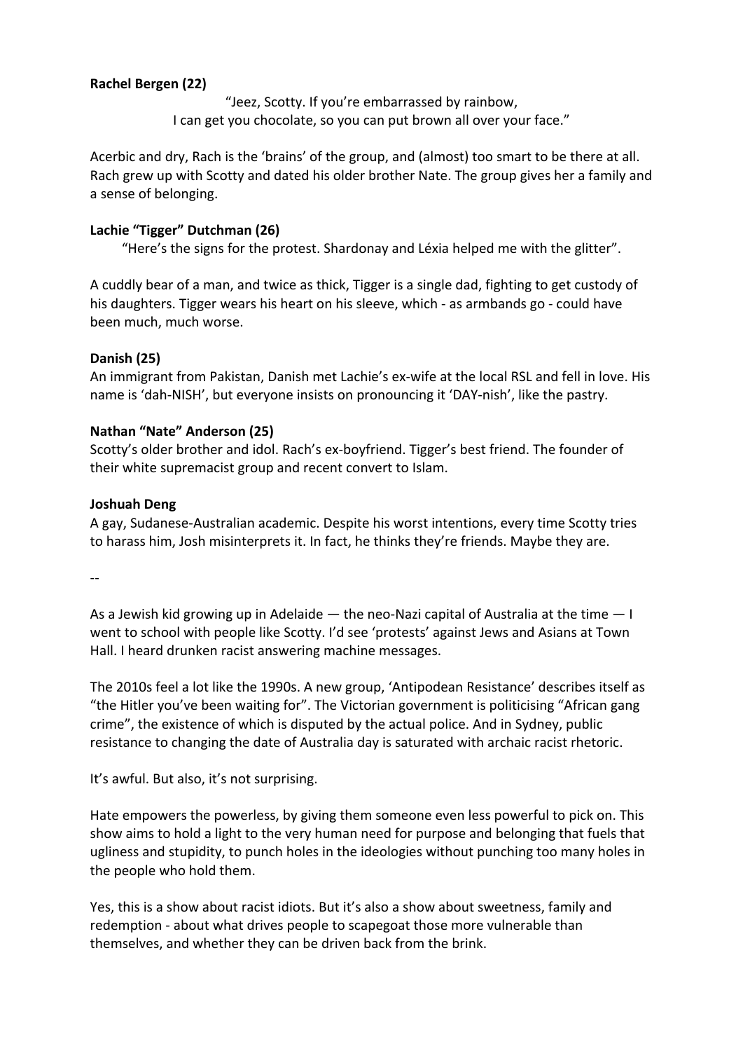**Rachel Bergen (22)**

"Jeez, Scotty. If you're embarrassed by rainbow,
I can get you chocolate, so you can put brown all over your face."

Acerbic and dry, Rach is the 'brains' of the group, and (almost) too smart to be there at all. Rach grew up with Scotty and dated his older brother Nate. The group gives her a family and a sense of belonging.

**Lachie "Tigger" Dutchman (26)**

"Here's the signs for the protest. Shardonay and Léxia helped me with the glitter".

A cuddly bear of a man, and twice as thick, Tigger is a single dad, fighting to get custody of his daughters. Tigger wears his heart on his sleeve, which - as armbands go - could have been much, much worse.

**Danish (25)**

An immigrant from Pakistan, Danish met Lachie's ex-wife at the local RSL and fell in love. His name is 'dah-NISH', but everyone insists on pronouncing it 'DAY-nish', like the pastry.

**Nathan "Nate" Anderson (25)**

Scotty's older brother and idol. Rach's ex-boyfriend. Tigger's best friend. The founder of their white supremacist group and recent convert to Islam.

**Joshuah Deng**

A gay, Sudanese-Australian academic. Despite his worst intentions, every time Scotty tries to harass him, Josh misinterprets it. In fact, he thinks they're friends. Maybe they are.

--

As a Jewish kid growing up in Adelaide — the neo-Nazi capital of Australia at the time — I went to school with people like Scotty. I'd see 'protests' against Jews and Asians at Town Hall. I heard drunken racist answering machine messages.

The 2010s feel a lot like the 1990s. A new group, 'Antipodean Resistance' describes itself as "the Hitler you've been waiting for". The Victorian government is politicising "African gang crime", the existence of which is disputed by the actual police. And in Sydney, public resistance to changing the date of Australia day is saturated with archaic racist rhetoric.

It's awful. But also, it's not surprising.

Hate empowers the powerless, by giving them someone even less powerful to pick on. This show aims to hold a light to the very human need for purpose and belonging that fuels that ugliness and stupidity, to punch holes in the ideologies without punching too many holes in the people who hold them.

Yes, this is a show about racist idiots. But it's also a show about sweetness, family and redemption - about what drives people to scapegoat those more vulnerable than themselves, and whether they can be driven back from the brink.